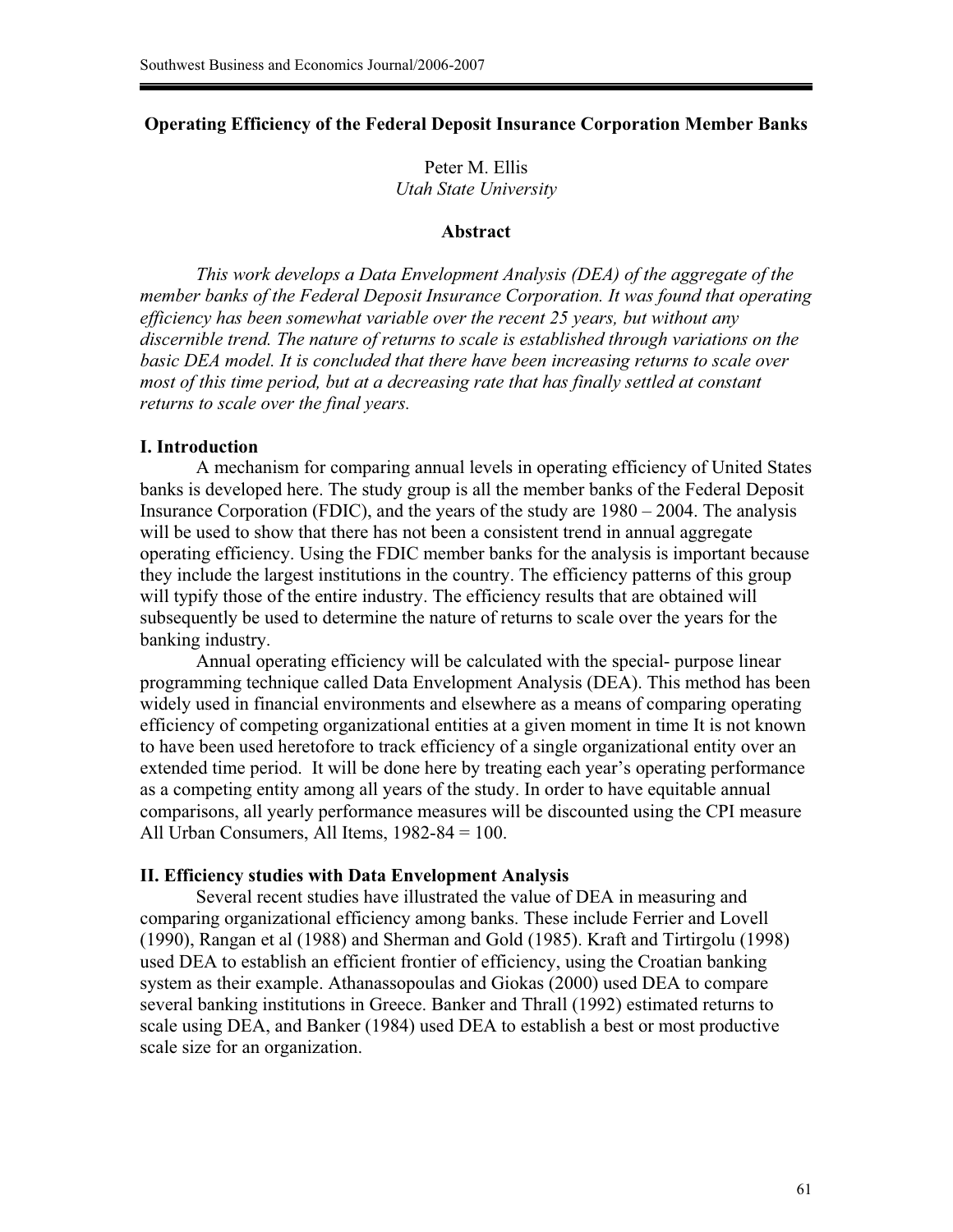# Operating Efficiency of the Federal Deposit Insurance Corporation Member Banks

Peter M. Ellis
*Utah State University*

## Abstract

*This work develops a Data Envelopment Analysis (DEA) of the aggregate of the member banks of the Federal Deposit Insurance Corporation. It was found that operating efficiency has been somewhat variable over the recent 25 years, but without any discernible trend. The nature of returns to scale is established through variations on the basic DEA model. It is concluded that there have been increasing returns to scale over most of this time period, but at a decreasing rate that has finally settled at constant returns to scale over the final years.*

## I. Introduction

A mechanism for comparing annual levels in operating efficiency of United States banks is developed here. The study group is all the member banks of the Federal Deposit Insurance Corporation (FDIC), and the years of the study are 1980 – 2004. The analysis will be used to show that there has not been a consistent trend in annual aggregate operating efficiency. Using the FDIC member banks for the analysis is important because they include the largest institutions in the country. The efficiency patterns of this group will typify those of the entire industry. The efficiency results that are obtained will subsequently be used to determine the nature of returns to scale over the years for the banking industry.

Annual operating efficiency will be calculated with the special- purpose linear programming technique called Data Envelopment Analysis (DEA). This method has been widely used in financial environments and elsewhere as a means of comparing operating efficiency of competing organizational entities at a given moment in time It is not known to have been used heretofore to track efficiency of a single organizational entity over an extended time period. It will be done here by treating each year's operating performance as a competing entity among all years of the study. In order to have equitable annual comparisons, all yearly performance measures will be discounted using the CPI measure All Urban Consumers, All Items, 1982-84 = 100.

## II. Efficiency studies with Data Envelopment Analysis

Several recent studies have illustrated the value of DEA in measuring and comparing organizational efficiency among banks. These include Ferrier and Lovell (1990), Rangan et al (1988) and Sherman and Gold (1985). Kraft and Tirtirgolu (1998) used DEA to establish an efficient frontier of efficiency, using the Croatian banking system as their example. Athanassopoulas and Giokas (2000) used DEA to compare several banking institutions in Greece. Banker and Thrall (1992) estimated returns to scale using DEA, and Banker (1984) used DEA to establish a best or most productive scale size for an organization.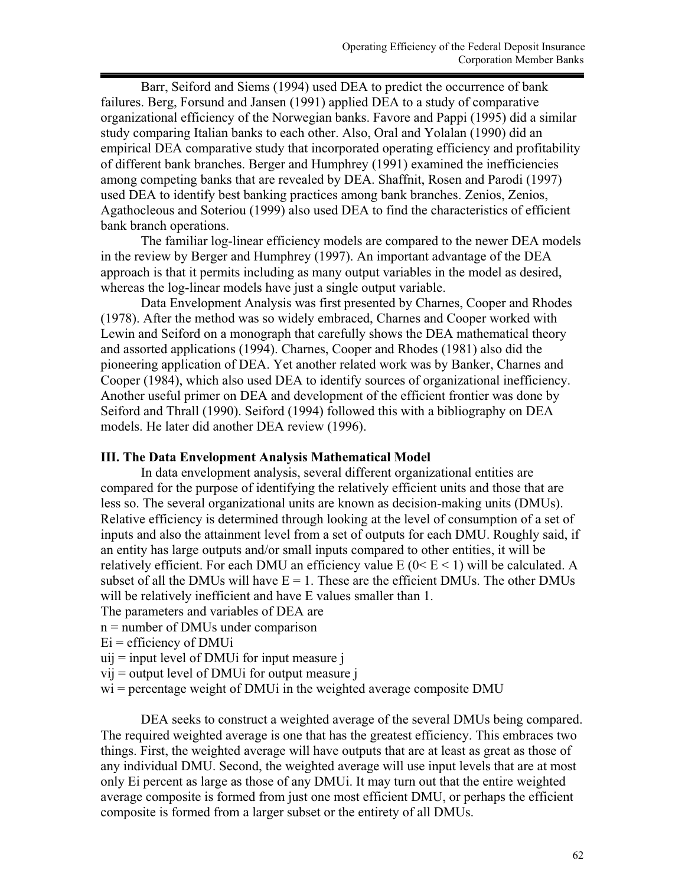Barr, Seiford and Siems (1994) used DEA to predict the occurrence of bank failures. Berg, Forsund and Jansen (1991) applied DEA to a study of comparative organizational efficiency of the Norwegian banks. Favore and Pappi (1995) did a similar study comparing Italian banks to each other. Also, Oral and Yolalan (1990) did an empirical DEA comparative study that incorporated operating efficiency and profitability of different bank branches. Berger and Humphrey (1991) examined the inefficiencies among competing banks that are revealed by DEA. Shaffnit, Rosen and Parodi (1997) used DEA to identify best banking practices among bank branches. Zenios, Zenios, Agathocleous and Soteriou (1999) also used DEA to find the characteristics of efficient bank branch operations.

The familiar log-linear efficiency models are compared to the newer DEA models in the review by Berger and Humphrey (1997). An important advantage of the DEA approach is that it permits including as many output variables in the model as desired, whereas the log-linear models have just a single output variable.

Data Envelopment Analysis was first presented by Charnes, Cooper and Rhodes (1978). After the method was so widely embraced, Charnes and Cooper worked with Lewin and Seiford on a monograph that carefully shows the DEA mathematical theory and assorted applications (1994). Charnes, Cooper and Rhodes (1981) also did the pioneering application of DEA. Yet another related work was by Banker, Charnes and Cooper (1984), which also used DEA to identify sources of organizational inefficiency. Another useful primer on DEA and development of the efficient frontier was done by Seiford and Thrall (1990). Seiford (1994) followed this with a bibliography on DEA models. He later did another DEA review (1996).

### III. The Data Envelopment Analysis Mathematical Model

In data envelopment analysis, several different organizational entities are compared for the purpose of identifying the relatively efficient units and those that are less so. The several organizational units are known as decision-making units (DMUs). Relative efficiency is determined through looking at the level of consumption of a set of inputs and also the attainment level from a set of outputs for each DMU. Roughly said, if an entity has large outputs and/or small inputs compared to other entities, it will be relatively efficient. For each DMU an efficiency value E ($0 < E < 1$) will be calculated. A subset of all the DMUs will have $E = 1$. These are the efficient DMUs. The other DMUs will be relatively inefficient and have E values smaller than 1.

The parameters and variables of DEA are

n = number of DMUs under comparison

$E_i$ = efficiency of $DMU_i$

$u_{ij}$ = input level of $DMU_i$ for input measure j

$v_{ij}$ = output level of $DMU_i$ for output measure j

$w_i$ = percentage weight of $DMU_i$ in the weighted average composite DMU

DEA seeks to construct a weighted average of the several DMUs being compared. The required weighted average is one that has the greatest efficiency. This embraces two things. First, the weighted average will have outputs that are at least as great as those of any individual DMU. Second, the weighted average will use input levels that are at most only $E_i$ percent as large as those of any $DMU_i$. It may turn out that the entire weighted average composite is formed from just one most efficient DMU, or perhaps the efficient composite is formed from a larger subset or the entirety of all DMUs.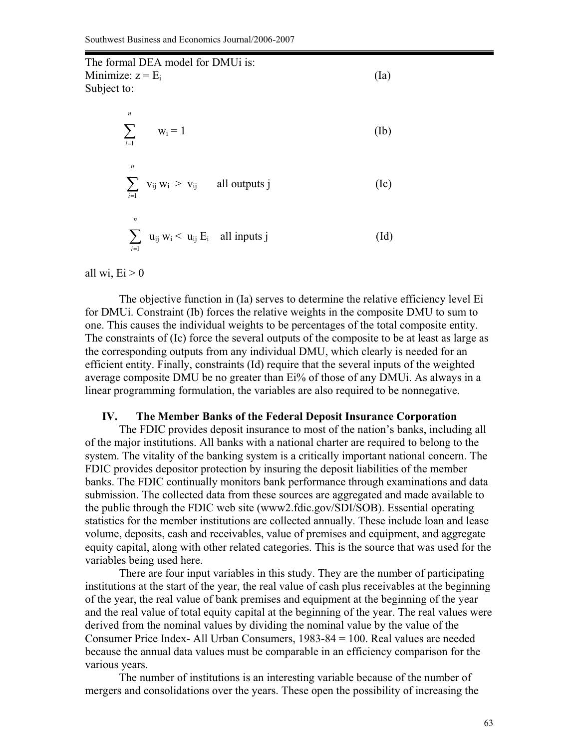The formal DEA model for DMUi is:

Minimize: $z = E_i$ (Ia)

Subject to:

$$\sum_{i=1}^{n} w_i = 1 \qquad \text{(Ib)}$$

$$\sum_{i=1}^{n} v_{ij} w_i > v_{ij} \quad \text{all outputs } j \qquad \text{(Ic)}$$

$$\sum_{i=1}^{n} u_{ij} w_i < u_{ij} E_i \quad \text{all inputs } j \qquad \text{(Id)}$$

all wi, Ei > 0

The objective function in (Ia) serves to determine the relative efficiency level Ei for DMUi. Constraint (Ib) forces the relative weights in the composite DMU to sum to one. This causes the individual weights to be percentages of the total composite entity. The constraints of (Ic) force the several outputs of the composite to be at least as large as the corresponding outputs from any individual DMU, which clearly is needed for an efficient entity. Finally, constraints (Id) require that the several inputs of the weighted average composite DMU be no greater than Ei% of those of any DMUi. As always in a linear programming formulation, the variables are also required to be nonnegative.

## IV. The Member Banks of the Federal Deposit Insurance Corporation

The FDIC provides deposit insurance to most of the nation's banks, including all of the major institutions. All banks with a national charter are required to belong to the system. The vitality of the banking system is a critically important national concern. The FDIC provides depositor protection by insuring the deposit liabilities of the member banks. The FDIC continually monitors bank performance through examinations and data submission. The collected data from these sources are aggregated and made available to the public through the FDIC web site (www2.fdic.gov/SDI/SOB). Essential operating statistics for the member institutions are collected annually. These include loan and lease volume, deposits, cash and receivables, value of premises and equipment, and aggregate equity capital, along with other related categories. This is the source that was used for the variables being used here.

There are four input variables in this study. They are the number of participating institutions at the start of the year, the real value of cash plus receivables at the beginning of the year, the real value of bank premises and equipment at the beginning of the year and the real value of total equity capital at the beginning of the year. The real values were derived from the nominal values by dividing the nominal value by the value of the Consumer Price Index- All Urban Consumers, 1983-84 = 100. Real values are needed because the annual data values must be comparable in an efficiency comparison for the various years.

The number of institutions is an interesting variable because of the number of mergers and consolidations over the years. These open the possibility of increasing the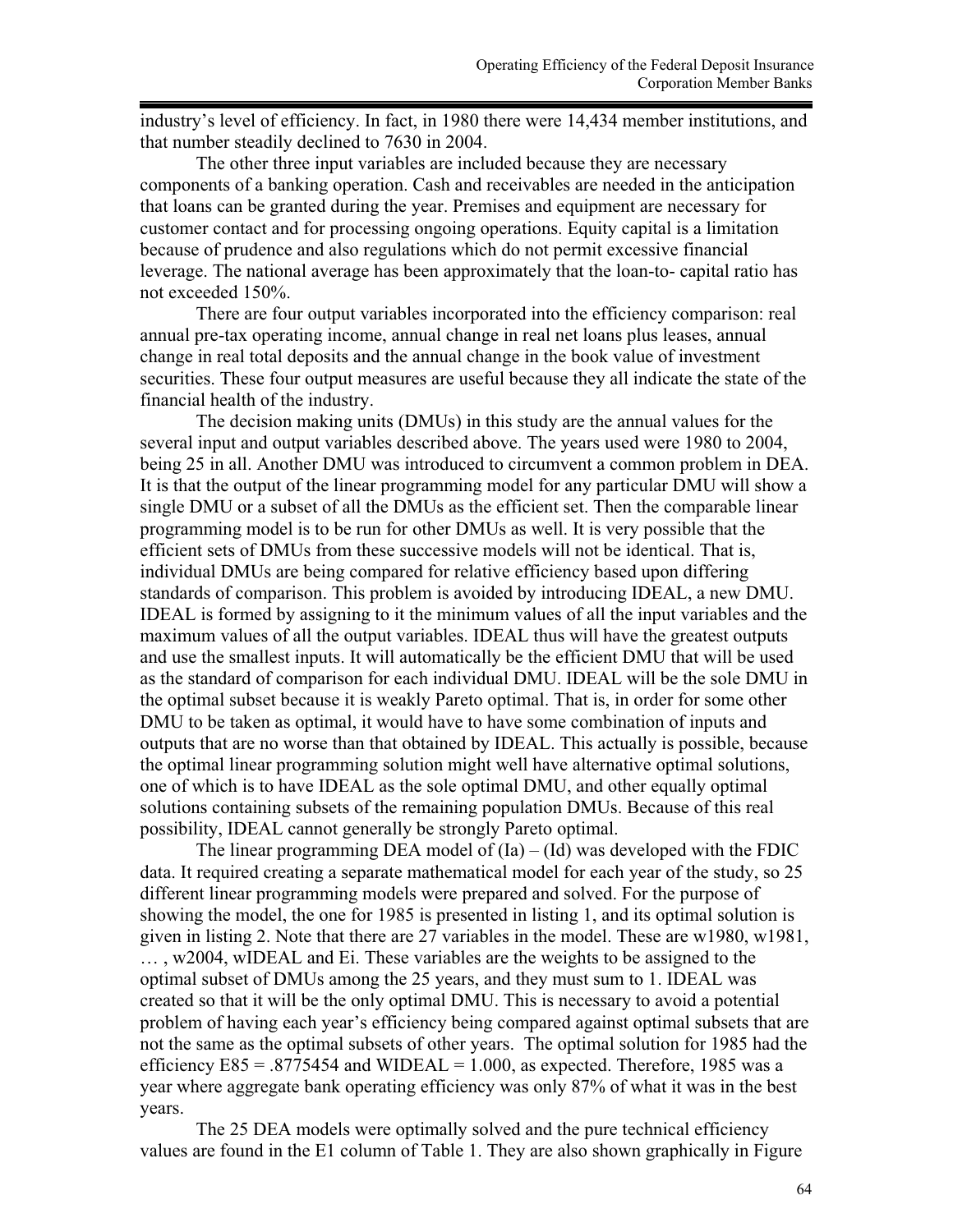industry's level of efficiency. In fact, in 1980 there were 14,434 member institutions, and that number steadily declined to 7630 in 2004.

The other three input variables are included because they are necessary components of a banking operation. Cash and receivables are needed in the anticipation that loans can be granted during the year. Premises and equipment are necessary for customer contact and for processing ongoing operations. Equity capital is a limitation because of prudence and also regulations which do not permit excessive financial leverage. The national average has been approximately that the loan-to- capital ratio has not exceeded 150%.

There are four output variables incorporated into the efficiency comparison: real annual pre-tax operating income, annual change in real net loans plus leases, annual change in real total deposits and the annual change in the book value of investment securities. These four output measures are useful because they all indicate the state of the financial health of the industry.

The decision making units (DMUs) in this study are the annual values for the several input and output variables described above. The years used were 1980 to 2004, being 25 in all. Another DMU was introduced to circumvent a common problem in DEA. It is that the output of the linear programming model for any particular DMU will show a single DMU or a subset of all the DMUs as the efficient set. Then the comparable linear programming model is to be run for other DMUs as well. It is very possible that the efficient sets of DMUs from these successive models will not be identical. That is, individual DMUs are being compared for relative efficiency based upon differing standards of comparison. This problem is avoided by introducing IDEAL, a new DMU. IDEAL is formed by assigning to it the minimum values of all the input variables and the maximum values of all the output variables. IDEAL thus will have the greatest outputs and use the smallest inputs. It will automatically be the efficient DMU that will be used as the standard of comparison for each individual DMU. IDEAL will be the sole DMU in the optimal subset because it is weakly Pareto optimal. That is, in order for some other DMU to be taken as optimal, it would have to have some combination of inputs and outputs that are no worse than that obtained by IDEAL. This actually is possible, because the optimal linear programming solution might well have alternative optimal solutions, one of which is to have IDEAL as the sole optimal DMU, and other equally optimal solutions containing subsets of the remaining population DMUs. Because of this real possibility, IDEAL cannot generally be strongly Pareto optimal.

The linear programming DEA model of (Ia) – (Id) was developed with the FDIC data. It required creating a separate mathematical model for each year of the study, so 25 different linear programming models were prepared and solved. For the purpose of showing the model, the one for 1985 is presented in listing 1, and its optimal solution is given in listing 2. Note that there are 27 variables in the model. These are w1980, w1981, … , w2004, wIDEAL and Ei. These variables are the weights to be assigned to the optimal subset of DMUs among the 25 years, and they must sum to 1. IDEAL was created so that it will be the only optimal DMU. This is necessary to avoid a potential problem of having each year's efficiency being compared against optimal subsets that are not the same as the optimal subsets of other years. The optimal solution for 1985 had the efficiency E85 = .8775454 and WIDEAL = 1.000, as expected. Therefore, 1985 was a year where aggregate bank operating efficiency was only 87% of what it was in the best years.

The 25 DEA models were optimally solved and the pure technical efficiency values are found in the E1 column of Table 1. They are also shown graphically in Figure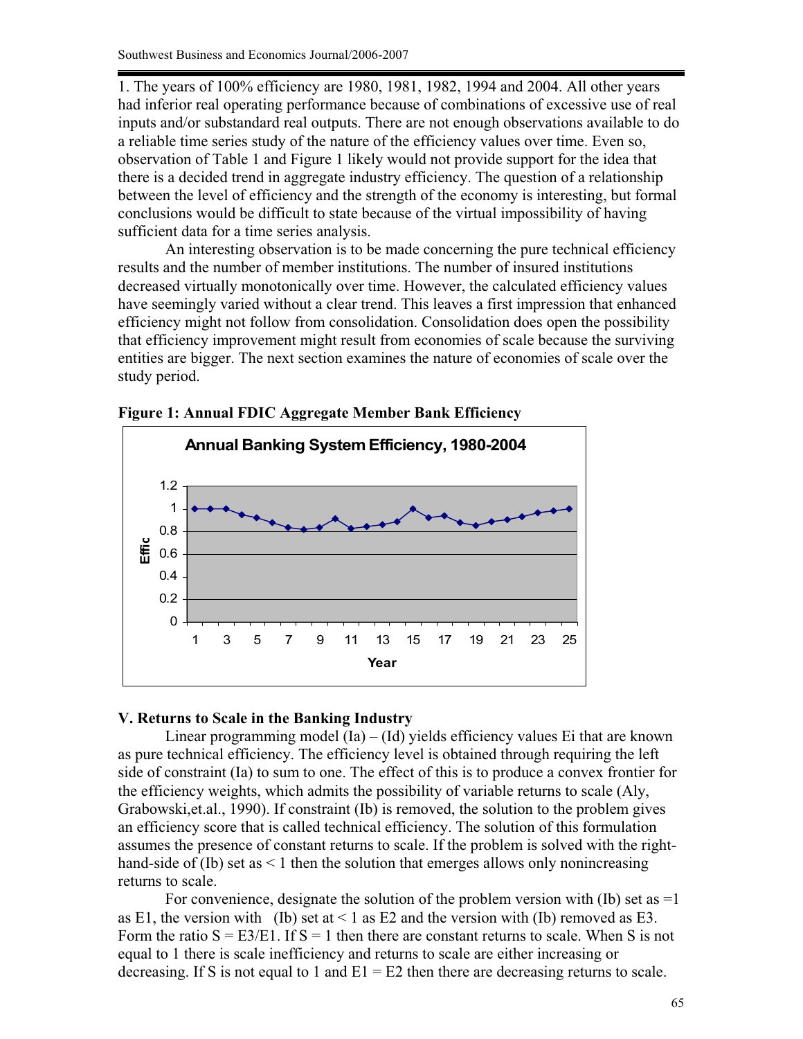1. The years of 100% efficiency are 1980, 1981, 1982, 1994 and 2004. All other years had inferior real operating performance because of combinations of excessive use of real inputs and/or substandard real outputs. There are not enough observations available to do a reliable time series study of the nature of the efficiency values over time. Even so, observation of Table 1 and Figure 1 likely would not provide support for the idea that there is a decided trend in aggregate industry efficiency. The question of a relationship between the level of efficiency and the strength of the economy is interesting, but formal conclusions would be difficult to state because of the virtual impossibility of having sufficient data for a time series analysis.

An interesting observation is to be made concerning the pure technical efficiency results and the number of member institutions. The number of insured institutions decreased virtually monotonically over time. However, the calculated efficiency values have seemingly varied without a clear trend. This leaves a first impression that enhanced efficiency might not follow from consolidation. Consolidation does open the possibility that efficiency improvement might result from economies of scale because the surviving entities are bigger. The next section examines the nature of economies of scale over the study period.

**Figure 1: Annual FDIC Aggregate Member Bank Efficiency**

## V. Returns to Scale in the Banking Industry

Linear programming model (Ia) – (Id) yields efficiency values Ei that are known as pure technical efficiency. The efficiency level is obtained through requiring the left side of constraint (Ia) to sum to one. The effect of this is to produce a convex frontier for the efficiency weights, which admits the possibility of variable returns to scale (Aly, Grabowski,et.al., 1990). If constraint (Ib) is removed, the solution to the problem gives an efficiency score that is called technical efficiency. The solution of this formulation assumes the presence of constant returns to scale. If the problem is solved with the right-hand-side of (Ib) set as < 1 then the solution that emerges allows only nonincreasing returns to scale.

For convenience, designate the solution of the problem version with (Ib) set as =1 as E1, the version with (Ib) set at < 1 as E2 and the version with (Ib) removed as E3. Form the ratio S = E3/E1. If S = 1 then there are constant returns to scale. When S is not equal to 1 there is scale inefficiency and returns to scale are either increasing or decreasing. If S is not equal to 1 and E1 = E2 then there are decreasing returns to scale.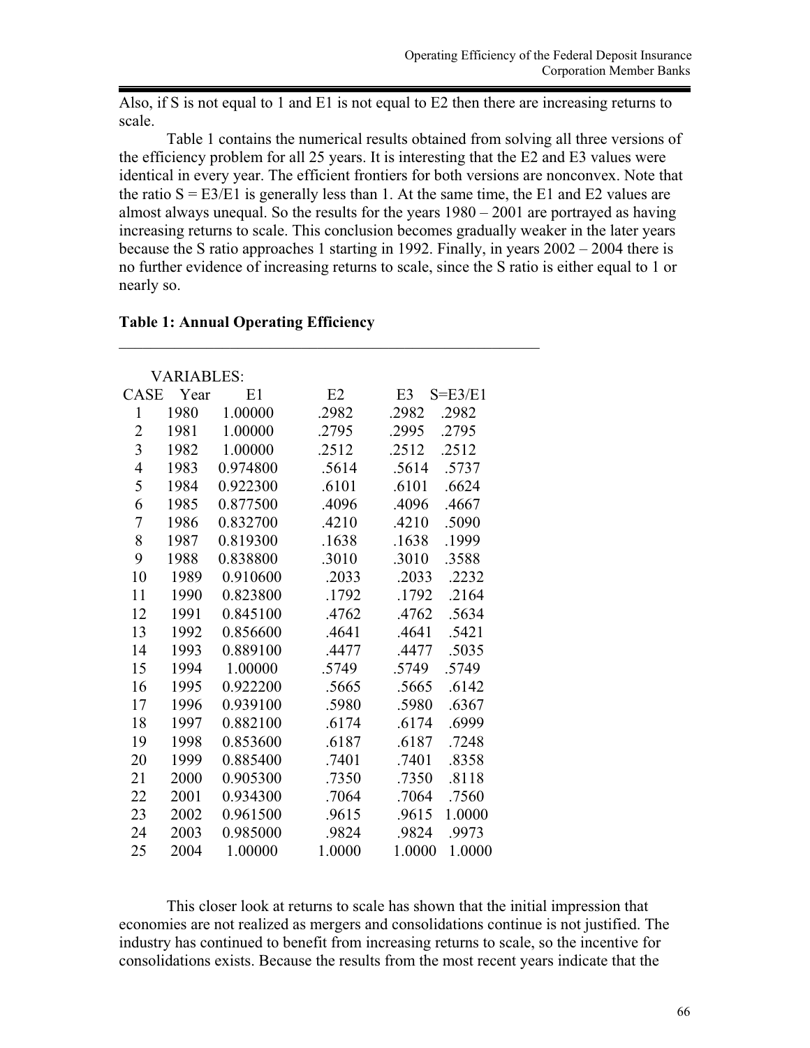Also, if S is not equal to 1 and E1 is not equal to E2 then there are increasing returns to scale.

Table 1 contains the numerical results obtained from solving all three versions of the efficiency problem for all 25 years. It is interesting that the E2 and E3 values were identical in every year. The efficient frontiers for both versions are nonconvex. Note that the ratio S = E3/E1 is generally less than 1. At the same time, the E1 and E2 values are almost always unequal. So the results for the years 1980 – 2001 are portrayed as having increasing returns to scale. This conclusion becomes gradually weaker in the later years because the S ratio approaches 1 starting in 1992. Finally, in years 2002 – 2004 there is no further evidence of increasing returns to scale, since the S ratio is either equal to 1 or nearly so.

**Table 1: Annual Operating Efficiency**

| CASE | Year | E1 | E2 | E3 | S=E3/E1 |
|---|---|---|---|---|---|
| 1 | 1980 | 1.00000 | .2982 | .2982 | .2982 |
| 2 | 1981 | 1.00000 | .2795 | .2995 | .2795 |
| 3 | 1982 | 1.00000 | .2512 | .2512 | .2512 |
| 4 | 1983 | 0.974800 | .5614 | .5614 | .5737 |
| 5 | 1984 | 0.922300 | .6101 | .6101 | .6624 |
| 6 | 1985 | 0.877500 | .4096 | .4096 | .4667 |
| 7 | 1986 | 0.832700 | .4210 | .4210 | .5090 |
| 8 | 1987 | 0.819300 | .1638 | .1638 | .1999 |
| 9 | 1988 | 0.838800 | .3010 | .3010 | .3588 |
| 10 | 1989 | 0.910600 | .2033 | .2033 | .2232 |
| 11 | 1990 | 0.823800 | .1792 | .1792 | .2164 |
| 12 | 1991 | 0.845100 | .4762 | .4762 | .5634 |
| 13 | 1992 | 0.856600 | .4641 | .4641 | .5421 |
| 14 | 1993 | 0.889100 | .4477 | .4477 | .5035 |
| 15 | 1994 | 1.00000 | .5749 | .5749 | .5749 |
| 16 | 1995 | 0.922200 | .5665 | .5665 | .6142 |
| 17 | 1996 | 0.939100 | .5980 | .5980 | .6367 |
| 18 | 1997 | 0.882100 | .6174 | .6174 | .6999 |
| 19 | 1998 | 0.853600 | .6187 | .6187 | .7248 |
| 20 | 1999 | 0.885400 | .7401 | .7401 | .8358 |
| 21 | 2000 | 0.905300 | .7350 | .7350 | .8118 |
| 22 | 2001 | 0.934300 | .7064 | .7064 | .7560 |
| 23 | 2002 | 0.961500 | .9615 | .9615 | 1.0000 |
| 24 | 2003 | 0.985000 | .9824 | .9824 | .9973 |
| 25 | 2004 | 1.00000 | 1.0000 | 1.0000 | 1.0000 |

This closer look at returns to scale has shown that the initial impression that economies are not realized as mergers and consolidations continue is not justified. The industry has continued to benefit from increasing returns to scale, so the incentive for consolidations exists. Because the results from the most recent years indicate that the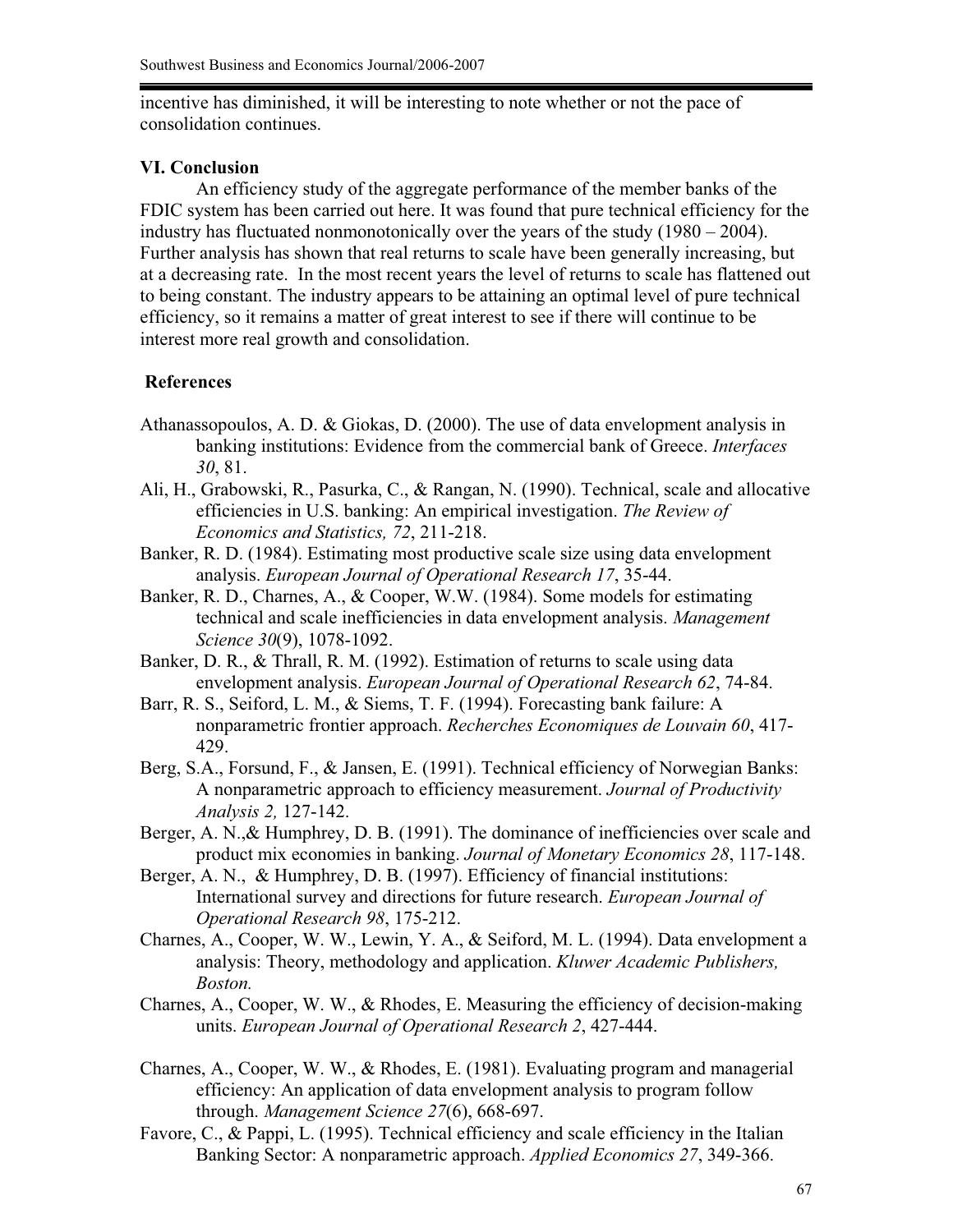incentive has diminished, it will be interesting to note whether or not the pace of consolidation continues.

## VI. Conclusion

An efficiency study of the aggregate performance of the member banks of the FDIC system has been carried out here. It was found that pure technical efficiency for the industry has fluctuated nonmonotonically over the years of the study (1980 – 2004). Further analysis has shown that real returns to scale have been generally increasing, but at a decreasing rate. In the most recent years the level of returns to scale has flattened out to being constant. The industry appears to be attaining an optimal level of pure technical efficiency, so it remains a matter of great interest to see if there will continue to be interest more real growth and consolidation.

## References

Athanassopoulos, A. D. & Giokas, D. (2000). The use of data envelopment analysis in banking institutions: Evidence from the commercial bank of Greece. *Interfaces 30*, 81.

Ali, H., Grabowski, R., Pasurka, C., & Rangan, N. (1990). Technical, scale and allocative efficiencies in U.S. banking: An empirical investigation. *The Review of Economics and Statistics, 72*, 211-218.

Banker, R. D. (1984). Estimating most productive scale size using data envelopment analysis. *European Journal of Operational Research 17*, 35-44.

Banker, R. D., Charnes, A., & Cooper, W.W. (1984). Some models for estimating technical and scale inefficiencies in data envelopment analysis. *Management Science 30*(9), 1078-1092.

Banker, D. R., & Thrall, R. M. (1992). Estimation of returns to scale using data envelopment analysis. *European Journal of Operational Research 62*, 74-84.

Barr, R. S., Seiford, L. M., & Siems, T. F. (1994). Forecasting bank failure: A nonparametric frontier approach. *Recherches Economiques de Louvain 60*, 417-429.

Berg, S.A., Forsund, F., & Jansen, E. (1991). Technical efficiency of Norwegian Banks: A nonparametric approach to efficiency measurement. *Journal of Productivity Analysis 2,* 127-142.

Berger, A. N.,& Humphrey, D. B. (1991). The dominance of inefficiencies over scale and product mix economies in banking. *Journal of Monetary Economics 28*, 117-148.

Berger, A. N., & Humphrey, D. B. (1997). Efficiency of financial institutions: International survey and directions for future research. *European Journal of Operational Research 98*, 175-212.

Charnes, A., Cooper, W. W., Lewin, Y. A., & Seiford, M. L. (1994). Data envelopment a analysis: Theory, methodology and application. *Kluwer Academic Publishers, Boston.*

Charnes, A., Cooper, W. W., & Rhodes, E. Measuring the efficiency of decision-making units. *European Journal of Operational Research 2*, 427-444.

Charnes, A., Cooper, W. W., & Rhodes, E. (1981). Evaluating program and managerial efficiency: An application of data envelopment analysis to program follow through. *Management Science 27*(6), 668-697.

Favore, C., & Pappi, L. (1995). Technical efficiency and scale efficiency in the Italian Banking Sector: A nonparametric approach. *Applied Economics 27*, 349-366.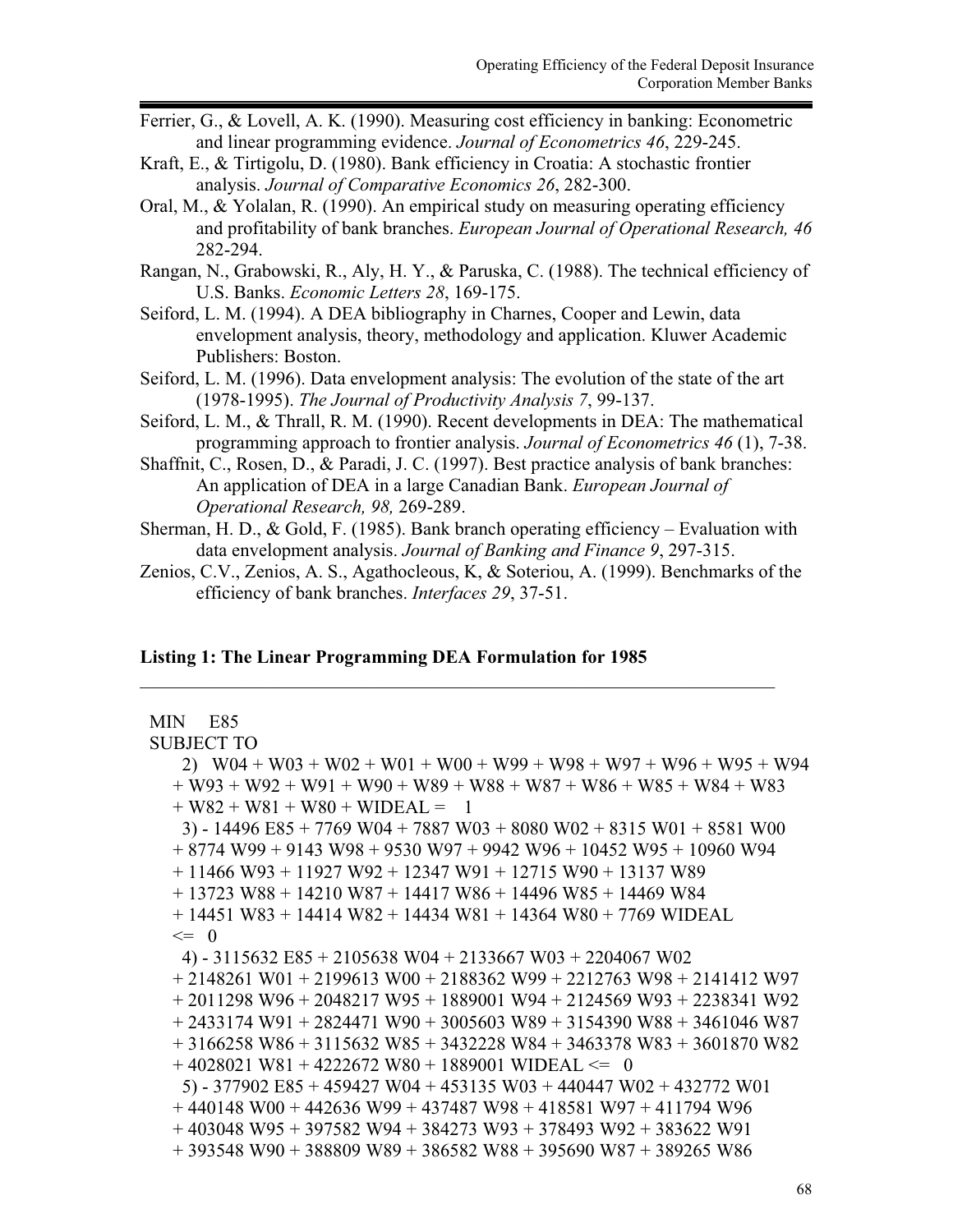Ferrier, G., & Lovell, A. K. (1990). Measuring cost efficiency in banking: Econometric and linear programming evidence. *Journal of Econometrics 46*, 229-245.

Kraft, E., & Tirtigolu, D. (1980). Bank efficiency in Croatia: A stochastic frontier analysis. *Journal of Comparative Economics 26*, 282-300.

Oral, M., & Yolalan, R. (1990). An empirical study on measuring operating efficiency and profitability of bank branches. *European Journal of Operational Research, 46* 282-294.

Rangan, N., Grabowski, R., Aly, H. Y., & Paruska, C. (1988). The technical efficiency of U.S. Banks. *Economic Letters 28*, 169-175.

Seiford, L. M. (1994). A DEA bibliography in Charnes, Cooper and Lewin, data envelopment analysis, theory, methodology and application. Kluwer Academic Publishers: Boston.

Seiford, L. M. (1996). Data envelopment analysis: The evolution of the state of the art (1978-1995). *The Journal of Productivity Analysis 7*, 99-137.

Seiford, L. M., & Thrall, R. M. (1990). Recent developments in DEA: The mathematical programming approach to frontier analysis. *Journal of Econometrics 46* (1), 7-38.

Shaffnit, C., Rosen, D., & Paradi, J. C. (1997). Best practice analysis of bank branches: An application of DEA in a large Canadian Bank. *European Journal of Operational Research, 98,* 269-289.

Sherman, H. D., & Gold, F. (1985). Bank branch operating efficiency – Evaluation with data envelopment analysis. *Journal of Banking and Finance 9*, 297-315.

Zenios, C.V., Zenios, A. S., Agathocleous, K, & Soteriou, A. (1999). Benchmarks of the efficiency of bank branches. *Interfaces 29*, 37-51.

**Listing 1: The Linear Programming DEA Formulation for 1985**

```
MIN     E85
SUBJECT TO
   2)  W04 + W03 + W02 + W01 + W00 + W99 + W98 + W97 + W96 + W95 + W94
  + W93 + W92 + W91 + W90 + W89 + W88 + W87 + W86 + W85 + W84 + W83
  + W82 + W81 + W80 + WIDEAL =    1
   3) - 14496 E85 + 7769 W04 + 7887 W03 + 8080 W02 + 8315 W01 + 8581 W00
  + 8774 W99 + 9143 W98 + 9530 W97 + 9942 W96 + 10452 W95 + 10960 W94
  + 11466 W93 + 11927 W92 + 12347 W91 + 12715 W90 + 13137 W89
  + 13723 W88 + 14210 W87 + 14417 W86 + 14496 W85 + 14469 W84
  + 14451 W83 + 14414 W82 + 14434 W81 + 14364 W80 + 7769 WIDEAL
  <=   0
   4) - 3115632 E85 + 2105638 W04 + 2133667 W03 + 2204067 W02
  + 2148261 W01 + 2199613 W00 + 2188362 W99 + 2212763 W98 + 2141412 W97
  + 2011298 W96 + 2048217 W95 + 1889001 W94 + 2124569 W93 + 2238341 W92
  + 2433174 W91 + 2824471 W90 + 3005603 W89 + 3154390 W88 + 3461046 W87
  + 3166258 W86 + 3115632 W85 + 3432228 W84 + 3463378 W83 + 3601870 W82
  + 4028021 W81 + 4222672 W80 + 1889001 WIDEAL <=   0
   5) - 377902 E85 + 459427 W04 + 453135 W03 + 440447 W02 + 432772 W01
  + 440148 W00 + 442636 W99 + 437487 W98 + 418581 W97 + 411794 W96
  + 403048 W95 + 397582 W94 + 384273 W93 + 378493 W92 + 383622 W91
  + 393548 W90 + 388809 W89 + 386582 W88 + 395690 W87 + 389265 W86
```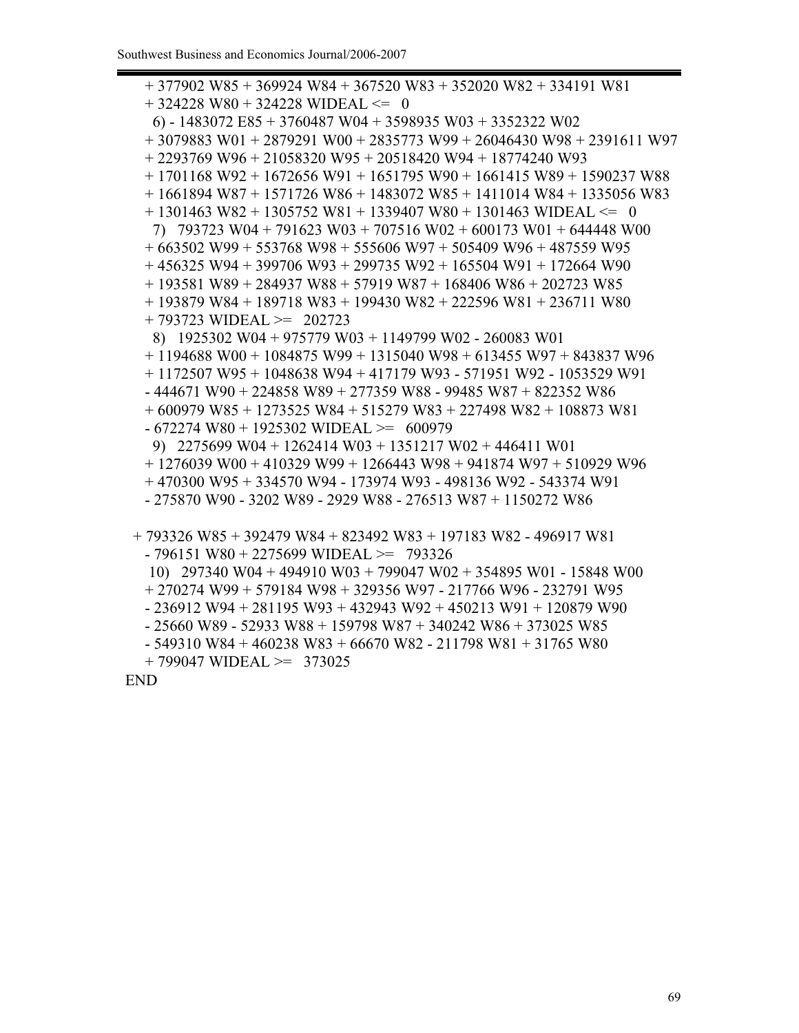```
+ 377902 W85 + 369924 W84 + 367520 W83 + 352020 W82 + 334191 W81
+ 324228 W80 + 324228 WIDEAL <=   0
 6) - 1483072 E85 + 3760487 W04 + 3598935 W03 + 3352322 W02
+ 3079883 W01 + 2879291 W00 + 2835773 W99 + 26046430 W98 + 2391611 W97
+ 2293769 W96 + 21058320 W95 + 20518420 W94 + 18774240 W93
+ 1701168 W92 + 1672656 W91 + 1651795 W90 + 1661415 W89 + 1590237 W88
+ 1661894 W87 + 1571726 W86 + 1483072 W85 + 1411014 W84 + 1335056 W83
+ 1301463 W82 + 1305752 W81 + 1339407 W80 + 1301463 WIDEAL <=   0
 7)  793723 W04 + 791623 W03 + 707516 W02 + 600173 W01 + 644448 W00
+ 663502 W99 + 553768 W98 + 555606 W97 + 505409 W96 + 487559 W95
+ 456325 W94 + 399706 W93 + 299735 W92 + 165504 W91 + 172664 W90
+ 193581 W89 + 284937 W88 + 57919 W87 + 168406 W86 + 202723 W85
+ 193879 W84 + 189718 W83 + 199430 W82 + 222596 W81 + 236711 W80
+ 793723 WIDEAL >=   202723
 8)  1925302 W04 + 975779 W03 + 1149799 W02 - 260083 W01
+ 1194688 W00 + 1084875 W99 + 1315040 W98 + 613455 W97 + 843837 W96
+ 1172507 W95 + 1048638 W94 + 417179 W93 - 571951 W92 - 1053529 W91
- 444671 W90 + 224858 W89 + 277359 W88 - 99485 W87 + 822352 W86
+ 600979 W85 + 1273525 W84 + 515279 W83 + 227498 W82 + 108873 W81
- 672274 W80 + 1925302 WIDEAL >=   600979
 9)  2275699 W04 + 1262414 W03 + 1351217 W02 + 446411 W01
+ 1276039 W00 + 410329 W99 + 1266443 W98 + 941874 W97 + 510929 W96
+ 470300 W95 + 334570 W94 - 173974 W93 - 498136 W92 - 543374 W91
- 275870 W90 - 3202 W89 - 2929 W88 - 276513 W87 + 1150272 W86

+ 793326 W85 + 392479 W84 + 823492 W83 + 197183 W82 - 496917 W81
- 796151 W80 + 2275699 WIDEAL >=   793326
 10)  297340 W04 + 494910 W03 + 799047 W02 + 354895 W01 - 15848 W00
+ 270274 W99 + 579184 W98 + 329356 W97 - 217766 W96 - 232791 W95
- 236912 W94 + 281195 W93 + 432943 W92 + 450213 W91 + 120879 W90
- 25660 W89 - 52933 W88 + 159798 W87 + 340242 W86 + 373025 W85
- 549310 W84 + 460238 W83 + 66670 W82 - 211798 W81 + 31765 W80
+ 799047 WIDEAL >=   373025
END
```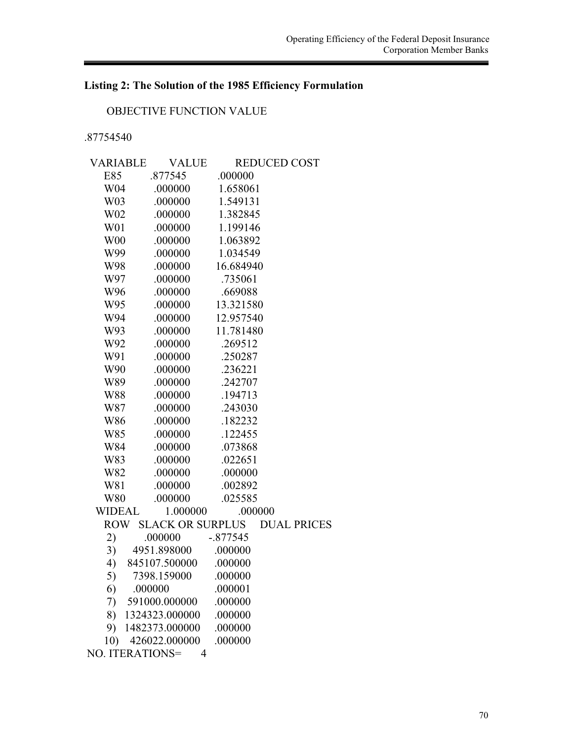**Listing 2: The Solution of the 1985 Efficiency Formulation**

OBJECTIVE FUNCTION VALUE

.87754540

| VARIABLE | VALUE | REDUCED COST |
|---|---|---|
| E85 | .877545 | .000000 |
| W04 | .000000 | 1.658061 |
| W03 | .000000 | 1.549131 |
| W02 | .000000 | 1.382845 |
| W01 | .000000 | 1.199146 |
| W00 | .000000 | 1.063892 |
| W99 | .000000 | 1.034549 |
| W98 | .000000 | 16.684940 |
| W97 | .000000 | .735061 |
| W96 | .000000 | .669088 |
| W95 | .000000 | 13.321580 |
| W94 | .000000 | 12.957540 |
| W93 | .000000 | 11.781480 |
| W92 | .000000 | .269512 |
| W91 | .000000 | .250287 |
| W90 | .000000 | .236221 |
| W89 | .000000 | .242707 |
| W88 | .000000 | .194713 |
| W87 | .000000 | .243030 |
| W86 | .000000 | .182232 |
| W85 | .000000 | .122455 |
| W84 | .000000 | .073868 |
| W83 | .000000 | .022651 |
| W82 | .000000 | .000000 |
| W81 | .000000 | .002892 |
| W80 | .000000 | .025585 |
| WIDEAL | 1.000000 | .000000 |

| ROW | SLACK OR SURPLUS | DUAL PRICES |
|---|---|---|
| 2) | .000000 | -.877545 |
| 3) | 4951.898000 | .000000 |
| 4) | 845107.500000 | .000000 |
| 5) | 7398.159000 | .000000 |
| 6) | .000000 | .000001 |
| 7) | 591000.000000 | .000000 |
| 8) | 1324323.000000 | .000000 |
| 9) | 1482373.000000 | .000000 |
| 10) | 426022.000000 | .000000 |

NO. ITERATIONS= 4